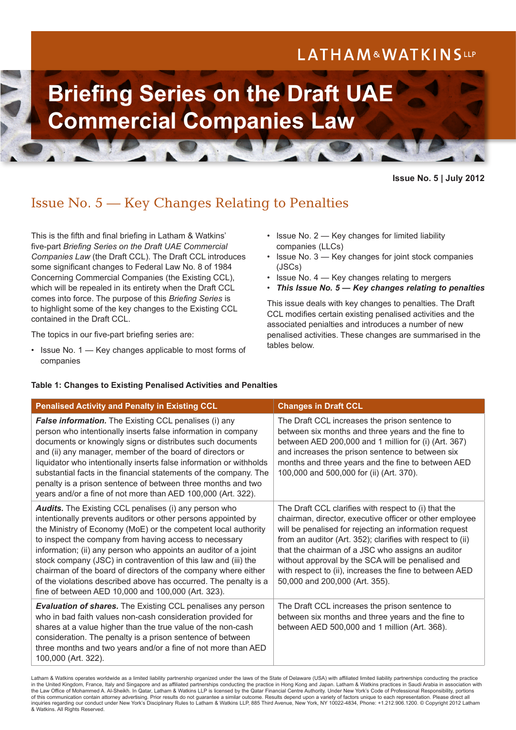LATHAM&WATKINS LLP

# Briefing Series on the Draft UAE Commercial Companies Law

**Issue No. 5 | July 2012**

## Issue No. 5 — Key Changes Relating to Penalties

This is the fifth and final briefing in Latham & Watkins' five-part *Briefing Series on the Draft UAE Commercial Companies Law* (the Draft CCL). The Draft CCL introduces some significant changes to Federal Law No. 8 of 1984 Concerning Commercial Companies (the Existing CCL), which will be repealed in its entirety when the Draft CCL comes into force. The purpose of this *Briefing Series* is to highlight some of the key changes to the Existing CCL contained in the Draft CCL.

The topics in our five-part briefing series are:

- Issue No. 1 — Key changes applicable to most forms of companies
- Issue No. 2 — Key changes for limited liability companies (LLCs)
- Issue No. 3 — Key changes for joint stock companies (JSCs)
- Issue No. 4 — Key changes relating to mergers
- ***This Issue No. 5 — Key changes relating to penalties***

This issue deals with key changes to penalties. The Draft CCL modifies certain existing penalised activities and the associated penialties and introduces a number of new penalised activities. These changes are summarised in the tables below.

**Table 1: Changes to Existing Penalised Activities and Penalties**

| Penalised Activity and Penalty in Existing CCL | Changes in Draft CCL |
|---|---|
| ***False information.*** The Existing CCL penalises (i) any person who intentionally inserts false information in company documents or knowingly signs or distributes such documents and (ii) any manager, member of the board of directors or liquidator who intentionally inserts false information or withholds substantial facts in the financial statements of the company. The penalty is a prison sentence of between three months and two years and/or a fine of not more than AED 100,000 (Art. 322). | The Draft CCL increases the prison sentence to between six months and three years and the fine to between AED 200,000 and 1 million for (i) (Art. 367) and increases the prison sentence to between six months and three years and the fine to between AED 100,000 and 500,000 for (ii) (Art. 370). |
| ***Audits.*** The Existing CCL penalises (i) any person who intentionally prevents auditors or other persons appointed by the Ministry of Economy (MoE) or the competent local authority to inspect the company from having access to necessary information; (ii) any person who appoints an auditor of a joint stock company (JSC) in contravention of this law and (iii) the chairman of the board of directors of the company where either of the violations described above has occurred. The penalty is a fine of between AED 10,000 and 100,000 (Art. 323). | The Draft CCL clarifies with respect to (i) that the chairman, director, executive officer or other employee will be penalised for rejecting an information request from an auditor (Art. 352); clarifies with respect to (ii) that the chairman of a JSC who assigns an auditor without approval by the SCA will be penalised and with respect to (ii), increases the fine to between AED 50,000 and 200,000 (Art. 355). |
| ***Evaluation of shares.*** The Existing CCL penalises any person who in bad faith values non-cash consideration provided for shares at a value higher than the true value of the non-cash consideration. The penalty is a prison sentence of between three months and two years and/or a fine of not more than AED 100,000 (Art. 322). | The Draft CCL increases the prison sentence to between six months and three years and the fine to between AED 500,000 and 1 million (Art. 368). |

Latham & Watkins operates worldwide as a limited liability partnership organized under the laws of the State of Delaware (USA) with affiliated limited liability partnerships conducting the practice in the United Kingdom, France, Italy and Singapore and as affiliated partnerships conducting the practice in Hong Kong and Japan. Latham & Watkins practices in Saudi Arabia in association with the Law Office of Mohammed A. Al-Sheikh. In Qatar, Latham & Watkins LLP is licensed by the Qatar Financial Centre Authority. Under New York's Code of Professional Responsibility, portions of this communication contain attorney advertising. Prior results do not guarantee a similar outcome. Results depend upon a variety of factors unique to each representation. Please direct all inquiries regarding our conduct under New York's Disciplinary Rules to Latham & Watkins LLP, 885 Third Avenue, New York, NY 10022-4834, Phone: +1.212.906.1200. © Copyright 2012 Latham & Watkins. All Rights Reserved.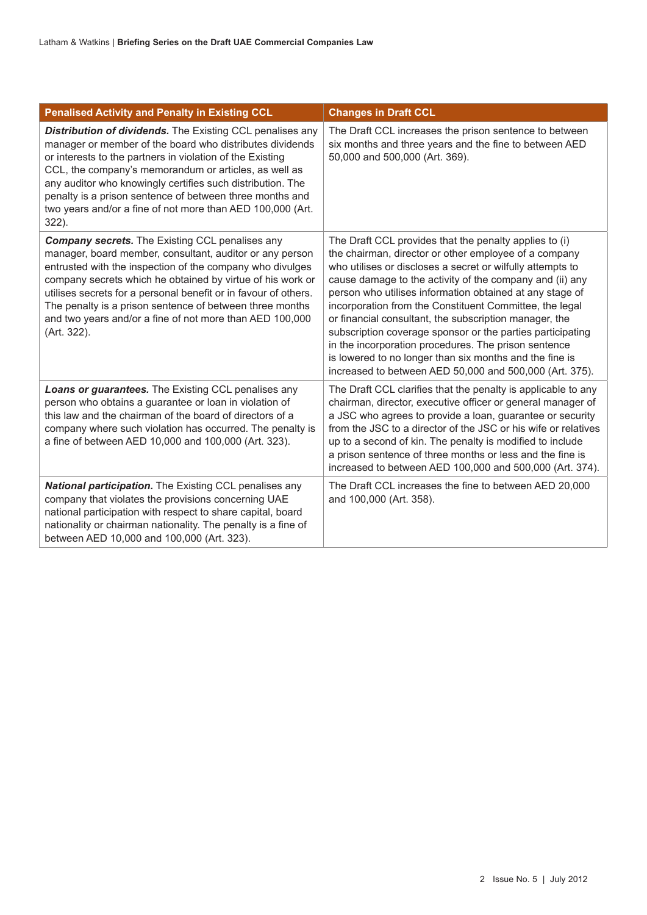| Penalised Activity and Penalty in Existing CCL | Changes in Draft CCL |
|---|---|
| ***Distribution of dividends.*** The Existing CCL penalises any manager or member of the board who distributes dividends or interests to the partners in violation of the Existing CCL, the company's memorandum or articles, as well as any auditor who knowingly certifies such distribution. The penalty is a prison sentence of between three months and two years and/or a fine of not more than AED 100,000 (Art. 322). | The Draft CCL increases the prison sentence to between six months and three years and the fine to between AED 50,000 and 500,000 (Art. 369). |
| ***Company secrets.*** The Existing CCL penalises any manager, board member, consultant, auditor or any person entrusted with the inspection of the company who divulges company secrets which he obtained by virtue of his work or utilises secrets for a personal benefit or in favour of others. The penalty is a prison sentence of between three months and two years and/or a fine of not more than AED 100,000 (Art. 322). | The Draft CCL provides that the penalty applies to (i) the chairman, director or other employee of a company who utilises or discloses a secret or wilfully attempts to cause damage to the activity of the company and (ii) any person who utilises information obtained at any stage of incorporation from the Constituent Committee, the legal or financial consultant, the subscription manager, the subscription coverage sponsor or the parties participating in the incorporation procedures. The prison sentence is lowered to no longer than six months and the fine is increased to between AED 50,000 and 500,000 (Art. 375). |
| ***Loans or guarantees.*** The Existing CCL penalises any person who obtains a guarantee or loan in violation of this law and the chairman of the board of directors of a company where such violation has occurred. The penalty is a fine of between AED 10,000 and 100,000 (Art. 323). | The Draft CCL clarifies that the penalty is applicable to any chairman, director, executive officer or general manager of a JSC who agrees to provide a loan, guarantee or security from the JSC to a director of the JSC or his wife or relatives up to a second of kin. The penalty is modified to include a prison sentence of three months or less and the fine is increased to between AED 100,000 and 500,000 (Art. 374). |
| ***National participation.*** The Existing CCL penalises any company that violates the provisions concerning UAE national participation with respect to share capital, board nationality or chairman nationality. The penalty is a fine of between AED 10,000 and 100,000 (Art. 323). | The Draft CCL increases the fine to between AED 20,000 and 100,000 (Art. 358). |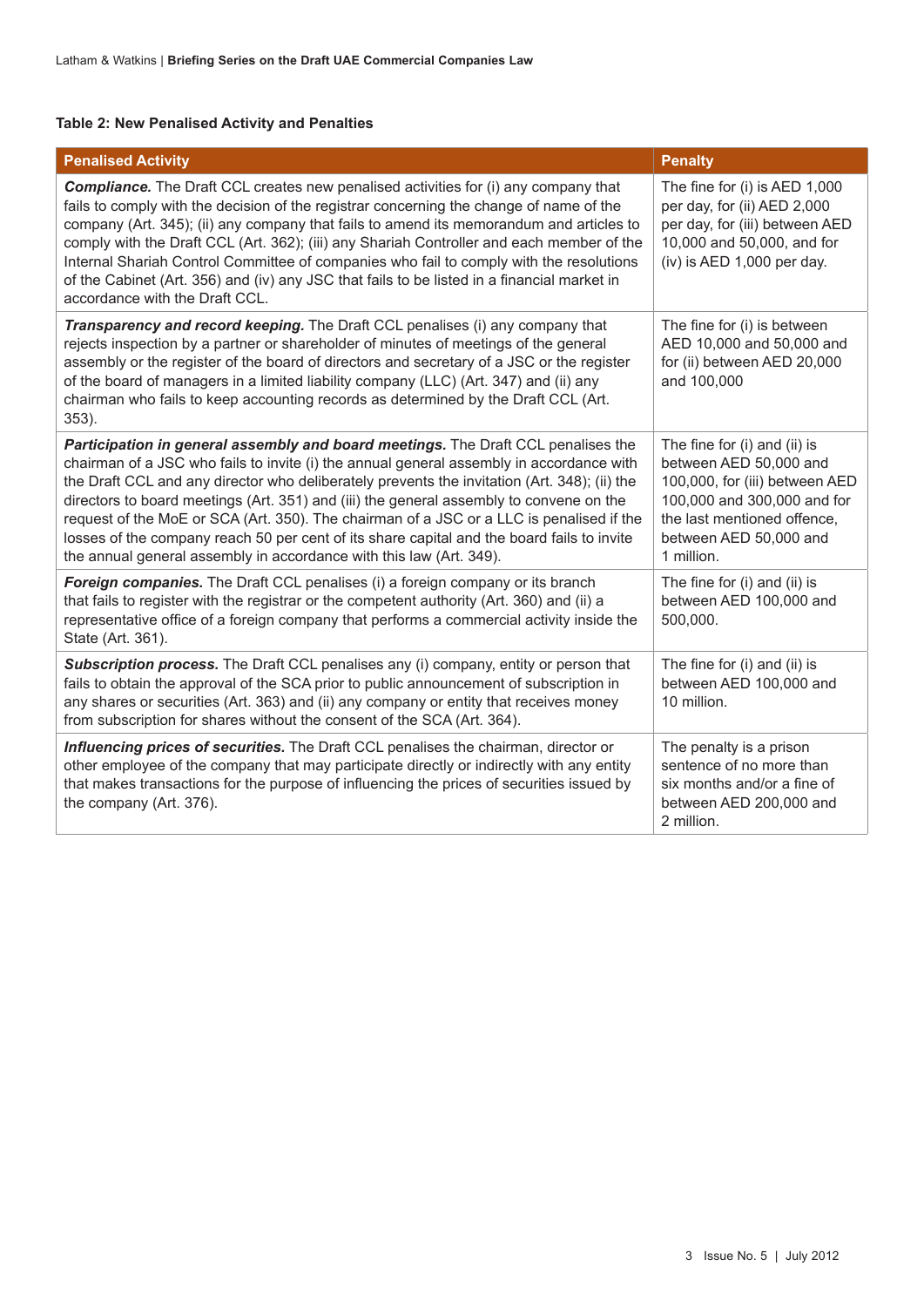**Table 2: New Penalised Activity and Penalties**

| Penalised Activity | Penalty |
|---|---|
| ***Compliance.*** The Draft CCL creates new penalised activities for (i) any company that fails to comply with the decision of the registrar concerning the change of name of the company (Art. 345); (ii) any company that fails to amend its memorandum and articles to comply with the Draft CCL (Art. 362); (iii) any Shariah Controller and each member of the Internal Shariah Control Committee of companies who fail to comply with the resolutions of the Cabinet (Art. 356) and (iv) any JSC that fails to be listed in a financial market in accordance with the Draft CCL. | The fine for (i) is AED 1,000 per day, for (ii) AED 2,000 per day, for (iii) between AED 10,000 and 50,000, and for (iv) is AED 1,000 per day. |
| ***Transparency and record keeping.*** The Draft CCL penalises (i) any company that rejects inspection by a partner or shareholder of minutes of meetings of the general assembly or the register of the board of directors and secretary of a JSC or the register of the board of managers in a limited liability company (LLC) (Art. 347) and (ii) any chairman who fails to keep accounting records as determined by the Draft CCL (Art. 353). | The fine for (i) is between AED 10,000 and 50,000 and for (ii) between AED 20,000 and 100,000 |
| ***Participation in general assembly and board meetings.*** The Draft CCL penalises the chairman of a JSC who fails to invite (i) the annual general assembly in accordance with the Draft CCL and any director who deliberately prevents the invitation (Art. 348); (ii) the directors to board meetings (Art. 351) and (iii) the general assembly to convene on the request of the MoE or SCA (Art. 350). The chairman of a JSC or a LLC is penalised if the losses of the company reach 50 per cent of its share capital and the board fails to invite the annual general assembly in accordance with this law (Art. 349). | The fine for (i) and (ii) is between AED 50,000 and 100,000, for (iii) between AED 100,000 and 300,000 and for the last mentioned offence, between AED 50,000 and 1 million. |
| ***Foreign companies.*** The Draft CCL penalises (i) a foreign company or its branch that fails to register with the registrar or the competent authority (Art. 360) and (ii) a representative office of a foreign company that performs a commercial activity inside the State (Art. 361). | The fine for (i) and (ii) is between AED 100,000 and 500,000. |
| ***Subscription process.*** The Draft CCL penalises any (i) company, entity or person that fails to obtain the approval of the SCA prior to public announcement of subscription in any shares or securities (Art. 363) and (ii) any company or entity that receives money from subscription for shares without the consent of the SCA (Art. 364). | The fine for (i) and (ii) is between AED 100,000 and 10 million. |
| ***Influencing prices of securities.*** The Draft CCL penalises the chairman, director or other employee of the company that may participate directly or indirectly with any entity that makes transactions for the purpose of influencing the prices of securities issued by the company (Art. 376). | The penalty is a prison sentence of no more than six months and/or a fine of between AED 200,000 and 2 million. |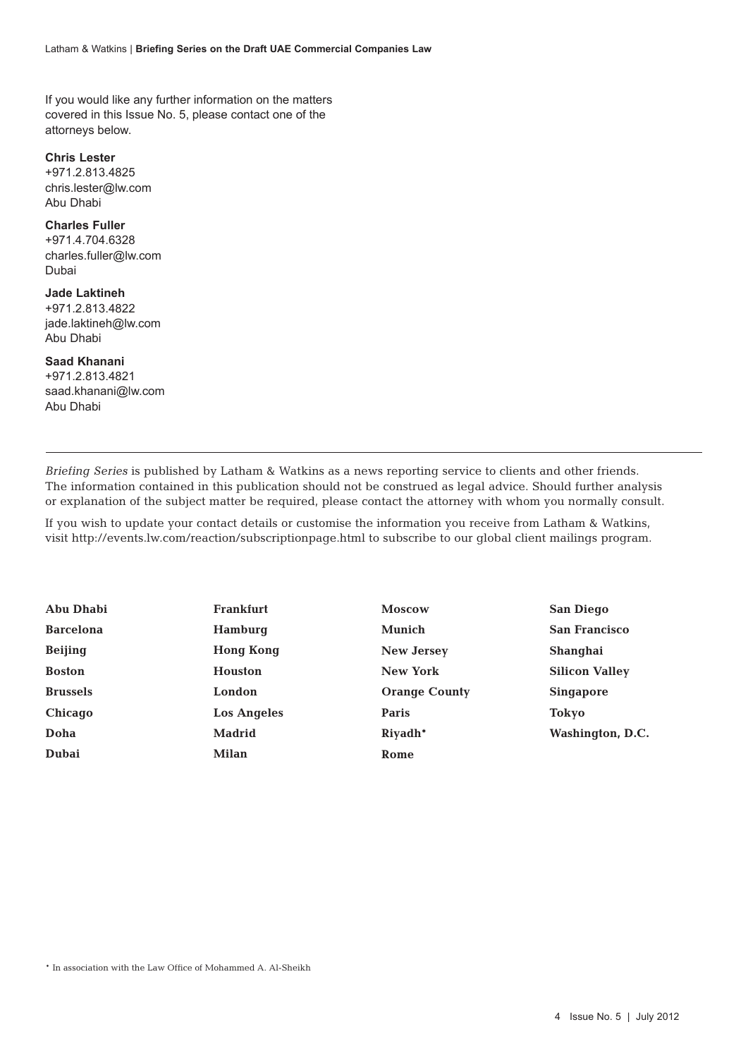If you would like any further information on the matters covered in this Issue No. 5, please contact one of the attorneys below.

**Chris Lester**
+971.2.813.4825
chris.lester@lw.com
Abu Dhabi

**Charles Fuller**
+971.4.704.6328
charles.fuller@lw.com
Dubai

**Jade Laktineh**
+971.2.813.4822
jade.laktineh@lw.com
Abu Dhabi

**Saad Khanani**
+971.2.813.4821
saad.khanani@lw.com
Abu Dhabi

---

*Briefing Series* is published by Latham & Watkins as a news reporting service to clients and other friends. The information contained in this publication should not be construed as legal advice. Should further analysis or explanation of the subject matter be required, please contact the attorney with whom you normally consult.

If you wish to update your contact details or customise the information you receive from Latham & Watkins, visit http://events.lw.com/reaction/subscriptionpage.html to subscribe to our global client mailings program.

**Abu Dhabi**
**Barcelona**
**Beijing**
**Boston**
**Brussels**
**Chicago**
**Doha**
**Dubai**
**Frankfurt**
**Hamburg**
**Hong Kong**
**Houston**
**London**
**Los Angeles**
**Madrid**
**Milan**
**Moscow**
**Munich**
**New Jersey**
**New York**
**Orange County**
**Paris**
**Riyadh***
**Rome**
**San Diego**
**San Francisco**
**Shanghai**
**Silicon Valley**
**Singapore**
**Tokyo**
**Washington, D.C.**

* In association with the Law Office of Mohammed A. Al-Sheikh